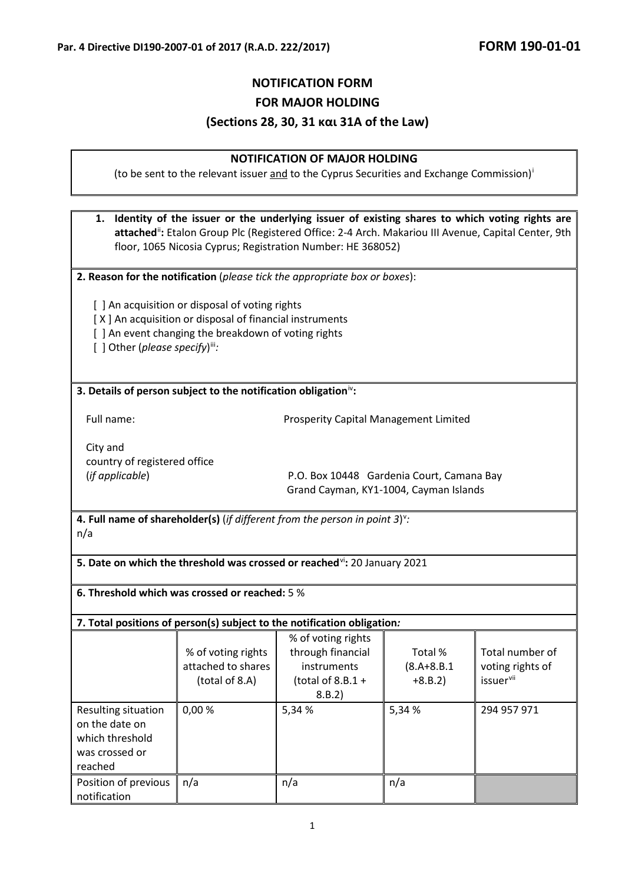**Par. 4 Directive DI190-2007-01 of 2017 (R.A.D. 222/2017)** **FORM 190-01-01**

# NOTIFICATION FORM
# FOR MAJOR HOLDING
## (Sections 28, 30, 31 και 31A of the Law)

**NOTIFICATION OF MAJOR HOLDING**

(to be sent to the relevant issuer and to the Cyprus Securities and Exchange Commission)[i]

**1. Identity of the issuer or the underlying issuer of existing shares to which voting rights are attached**[ii]**:** Etalon Group Plc (Registered Office: 2-4 Arch. Makariou III Avenue, Capital Center, 9th floor, 1065 Nicosia Cyprus; Registration Number: HE 368052)

**2. Reason for the notification** (*please tick the appropriate box or boxes*):

[ ] An acquisition or disposal of voting rights
[ X ] An acquisition or disposal of financial instruments
[ ] An event changing the breakdown of voting rights
[ ] Other (*please specify*)[iii]*:*

**3. Details of person subject to the notification obligation**[iv]**:**

Full name: Prosperity Capital Management Limited

City and country of registered office (*if applicable*): P.O. Box 10448 Gardenia Court, Camana Bay Grand Cayman, KY1-1004, Cayman Islands

**4. Full name of shareholder(s)** (*if different from the person in point 3*)[v]*:*
n/a

**5. Date on which the threshold was crossed or reached**[vi]**:** 20 January 2021

**6. Threshold which was crossed or reached:** 5 %

**7. Total positions of person(s) subject to the notification obligation***:*

| | % of voting rights attached to shares (total of 8.A) | % of voting rights through financial instruments (total of 8.B.1 + 8.B.2) | Total % (8.A+8.B.1 +8.B.2) | Total number of voting rights of issuer[vii] |
|---|---|---|---|---|
| Resulting situation on the date on which threshold was crossed or reached | 0,00 % | 5,34 % | 5,34 % | 294 957 971 |
| Position of previous notification | n/a | n/a | n/a | |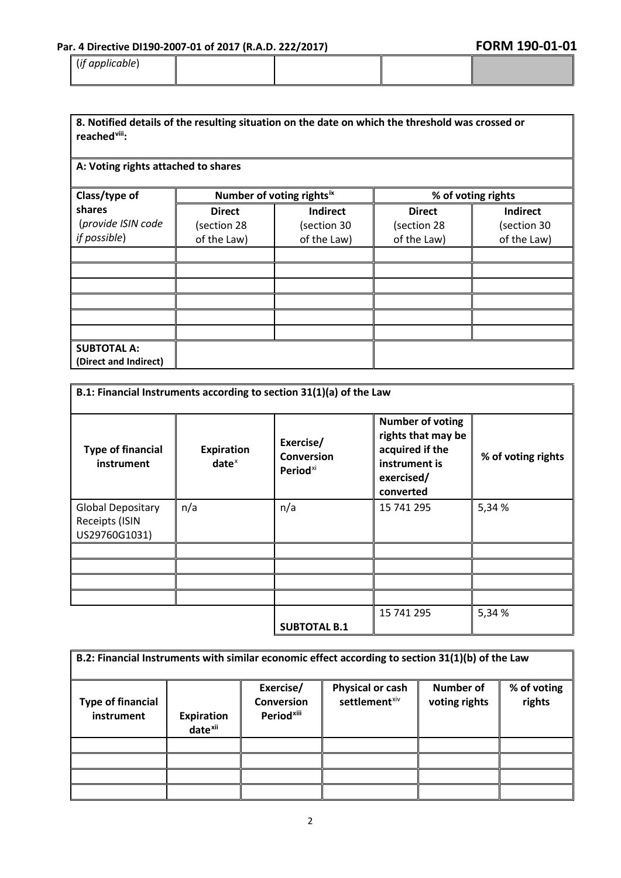| (*if applicable*) | | | | |
|---|---|---|---|---|

| **8. Notified details of the resulting situation on the date on which the threshold was crossed or reached**[viii]**:** | | | | |
|---|---|---|---|---|
| **A: Voting rights attached to shares** | | | | |
| **Class/type of shares** (*provide ISIN code if possible*) | **Number of voting rights**[ix] | | **% of voting rights** | |
| | **Direct** (section 28 of the Law) | **Indirect** (section 30 of the Law) | **Direct** (section 28 of the Law) | **Indirect** (section 30 of the Law) |
| | | | | |
| | | | | |
| | | | | |
| | | | | |
| | | | | |
| | | | | |
| **SUBTOTAL A: (Direct and Indirect)** | | | | |

| **B.1: Financial Instruments according to section 31(1)(a) of the Law** | | | | |
|---|---|---|---|---|
| **Type of financial instrument** | **Expiration date**[x] | **Exercise/ Conversion Period**[xi] | **Number of voting rights that may be acquired if the instrument is exercised/ converted** | **% of voting rights** |
| Global Depositary Receipts (ISIN US29760G1031) | n/a | n/a | 15 741 295 | 5,34 % |
| | | | | |
| | | | | |
| | | | | |
| | | | | |
| | | **SUBTOTAL B.1** | 15 741 295 | 5,34 % |

| **B.2: Financial Instruments with similar economic effect according to section 31(1)(b) of the Law** | | | | | |
|---|---|---|---|---|---|
| **Type of financial instrument** | **Expiration date**[xii] | **Exercise/ Conversion Period**[xiii] | **Physical or cash settlement**[xiv] | **Number of voting rights** | **% of voting rights** |
| | | | | | |
| | | | | | |
| | | | | | |
| | | | | | |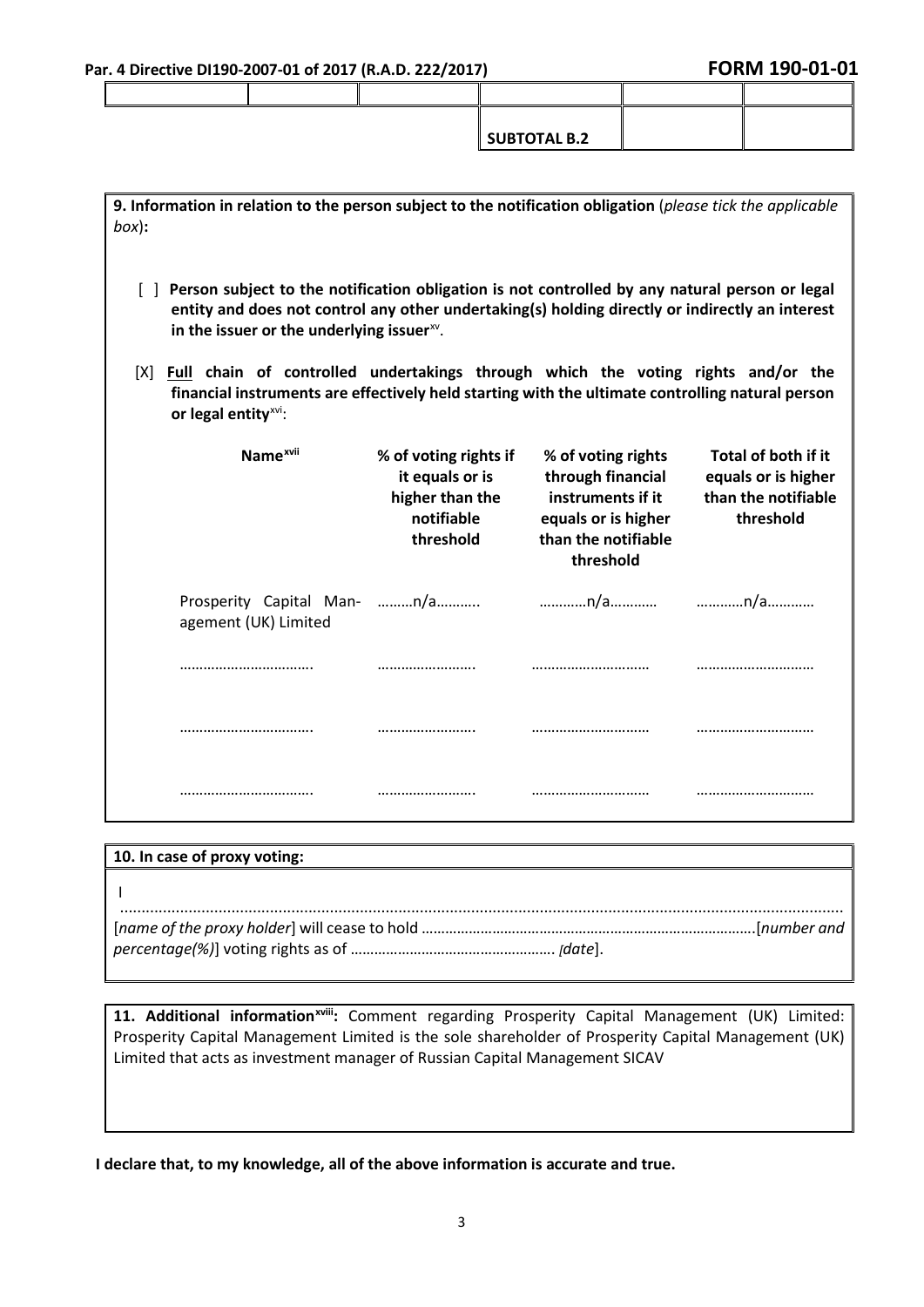| | | | | | |
|---|---|---|---|---|---|
| | | | | | |
| | | | **SUBTOTAL B.2** | | |

**9. Information in relation to the person subject to the notification obligation** (*please tick the applicable box*)**:**

[ ] **Person subject to the notification obligation is not controlled by any natural person or legal entity and does not control any other undertaking(s) holding directly or indirectly an interest in the issuer or the underlying issuer**[xv].

[X] **Full chain of controlled undertakings through which the voting rights and/or the financial instruments are effectively held starting with the ultimate controlling natural person or legal entity**[xvi]:

| **Name**[xvii] | **% of voting rights if it equals or is higher than the notifiable threshold** | **% of voting rights through financial instruments if it equals or is higher than the notifiable threshold** | **Total of both if it equals or is higher than the notifiable threshold** |
|---|---|---|---|
| Prosperity Capital Management (UK) Limited | ………n/a……….. | …………n/a………… | …………n/a………… |
| …………………………… | …………………… | ………………………… | ………………………… |
| …………………………… | …………………… | ………………………… | ………………………… |
| …………………………… | …………………… | ………………………… | ………………………… |

**10. In case of proxy voting:**

I ……………………………………………………………………………………………………………………………… [*name of the proxy holder*] will cease to hold …………………………………………………………………………[*number and percentage(%)*] voting rights as of …………………………………………… [*date*].

**11. Additional information**[xviii]**:** Comment regarding Prosperity Capital Management (UK) Limited: Prosperity Capital Management Limited is the sole shareholder of Prosperity Capital Management (UK) Limited that acts as investment manager of Russian Capital Management SICAV

**I declare that, to my knowledge, all of the above information is accurate and true.**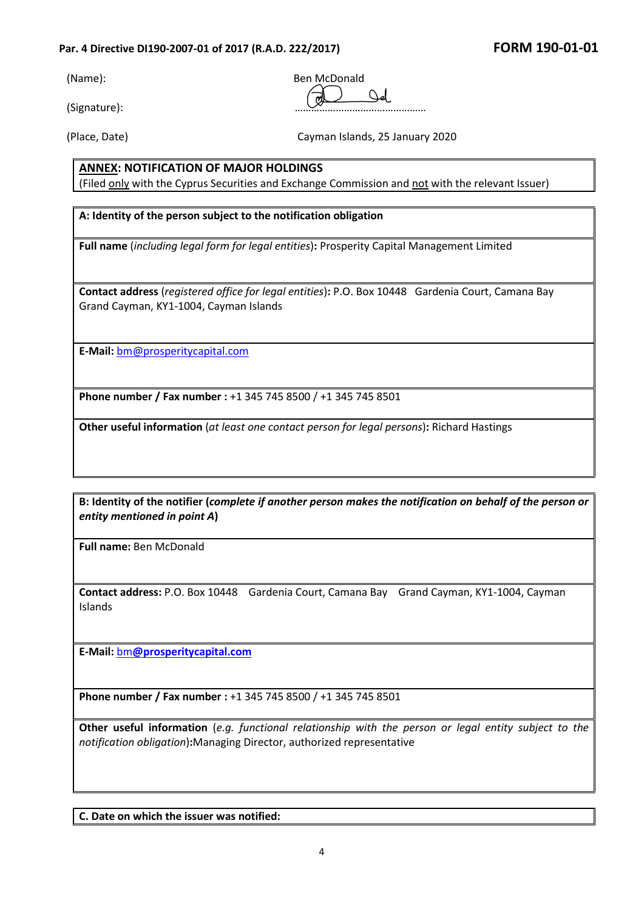**Par. 4 Directive DI190-2007-01 of 2017 (R.A.D. 222/2017)** **FORM 190-01-01**

(Name): Ben McDonald

(Signature): ………………………………………

(Place, Date) Cayman Islands, 25 January 2020

**ANNEX: NOTIFICATION OF MAJOR HOLDINGS**
(Filed only with the Cyprus Securities and Exchange Commission and not with the relevant Issuer)

**A: Identity of the person subject to the notification obligation**

**Full name** (*including legal form for legal entities*)**:** Prosperity Capital Management Limited

**Contact address** (*registered office for legal entities*)**:** P.O. Box 10448 Gardenia Court, Camana Bay Grand Cayman, KY1-1004, Cayman Islands

**E-Mail:** bm@prosperitycapital.com

**Phone number / Fax number :** +1 345 745 8500 / +1 345 745 8501

**Other useful information** (*at least one contact person for legal persons*)**:** Richard Hastings

**B: Identity of the notifier (*complete if another person makes the notification on behalf of the person or entity mentioned in point A*)**

**Full name:** Ben McDonald

**Contact address:** P.O. Box 10448 Gardenia Court, Camana Bay Grand Cayman, KY1-1004, Cayman Islands

**E-Mail:** bm@prosperitycapital.com

**Phone number / Fax number :** +1 345 745 8500 / +1 345 745 8501

**Other useful information** (*e.g. functional relationship with the person or legal entity subject to the notification obligation*)**:**Managing Director, authorized representative

**C. Date on which the issuer was notified:**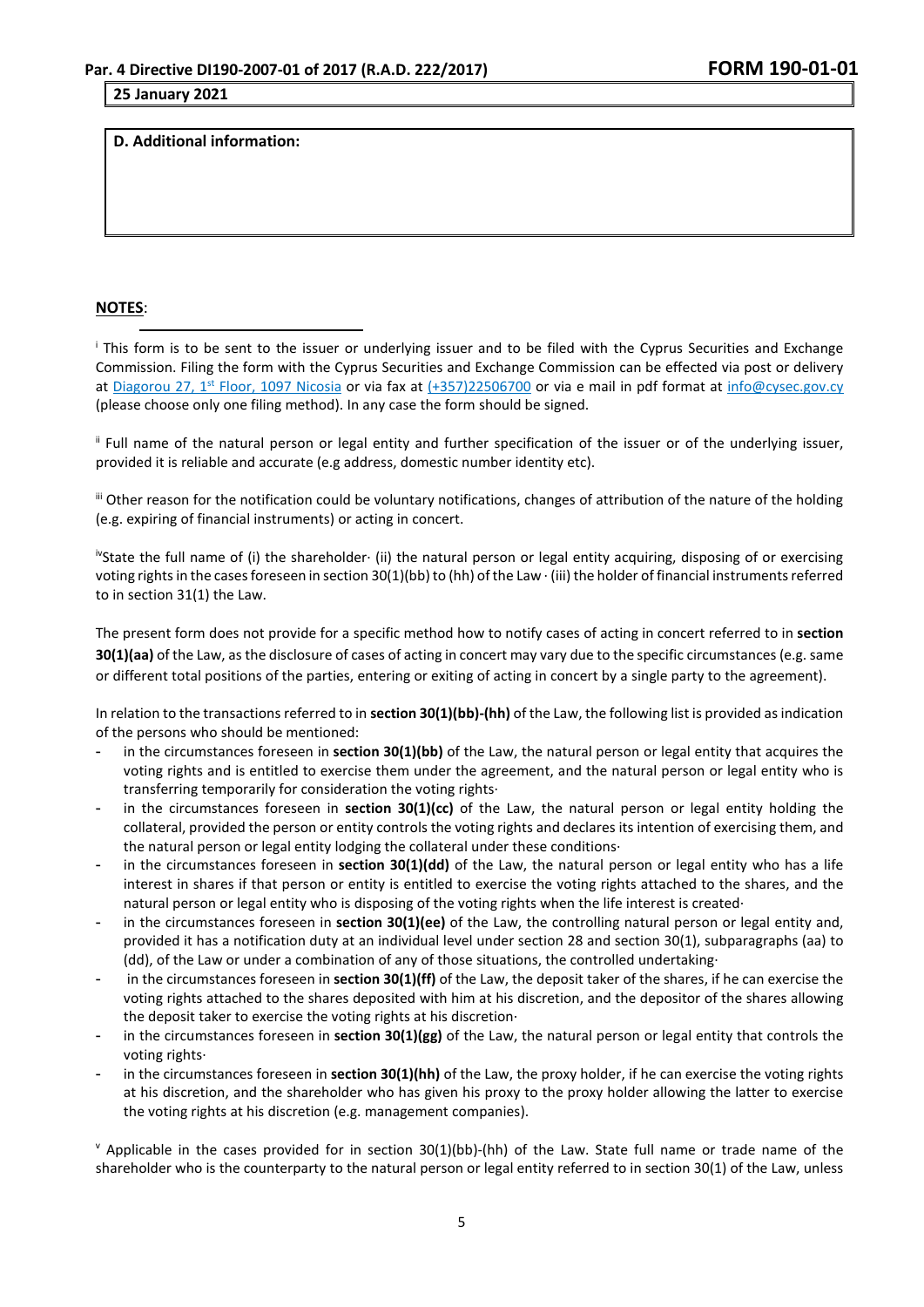**25 January 2021**

**D. Additional information:**

**NOTES**:

[i] This form is to be sent to the issuer or underlying issuer and to be filed with the Cyprus Securities and Exchange Commission. Filing the form with the Cyprus Securities and Exchange Commission can be effected via post or delivery at Diagorou 27, 1st Floor, 1097 Nicosia or via fax at (+357)22506700 or via e mail in pdf format at info@cysec.gov.cy (please choose only one filing method). In any case the form should be signed.

[ii] Full name of the natural person or legal entity and further specification of the issuer or of the underlying issuer, provided it is reliable and accurate (e.g address, domestic number identity etc).

[iii] Other reason for the notification could be voluntary notifications, changes of attribution of the nature of the holding (e.g. expiring of financial instruments) or acting in concert.

[iv] State the full name of (i) the shareholder· (ii) the natural person or legal entity acquiring, disposing of or exercising voting rights in the cases foreseen in section 30(1)(bb) to (hh) of the Law · (iii) the holder of financial instruments referred to in section 31(1) the Law.

The present form does not provide for a specific method how to notify cases of acting in concert referred to in **section 30(1)(aa)** of the Law, as the disclosure of cases of acting in concert may vary due to the specific circumstances (e.g. same or different total positions of the parties, entering or exiting of acting in concert by a single party to the agreement).

In relation to the transactions referred to in **section 30(1)(bb)-(hh)** of the Law, the following list is provided as indication of the persons who should be mentioned:

- in the circumstances foreseen in **section 30(1)(bb)** of the Law, the natural person or legal entity that acquires the voting rights and is entitled to exercise them under the agreement, and the natural person or legal entity who is transferring temporarily for consideration the voting rights·
- in the circumstances foreseen in **section 30(1)(cc)** of the Law, the natural person or legal entity holding the collateral, provided the person or entity controls the voting rights and declares its intention of exercising them, and the natural person or legal entity lodging the collateral under these conditions·
- in the circumstances foreseen in **section 30(1)(dd)** of the Law, the natural person or legal entity who has a life interest in shares if that person or entity is entitled to exercise the voting rights attached to the shares, and the natural person or legal entity who is disposing of the voting rights when the life interest is created·
- in the circumstances foreseen in **section 30(1)(ee)** of the Law, the controlling natural person or legal entity and, provided it has a notification duty at an individual level under section 28 and section 30(1), subparagraphs (aa) to (dd), of the Law or under a combination of any of those situations, the controlled undertaking·
- in the circumstances foreseen in **section 30(1)(ff)** of the Law, the deposit taker of the shares, if he can exercise the voting rights attached to the shares deposited with him at his discretion, and the depositor of the shares allowing the deposit taker to exercise the voting rights at his discretion·
- in the circumstances foreseen in **section 30(1)(gg)** of the Law, the natural person or legal entity that controls the voting rights·
- in the circumstances foreseen in **section 30(1)(hh)** of the Law, the proxy holder, if he can exercise the voting rights at his discretion, and the shareholder who has given his proxy to the proxy holder allowing the latter to exercise the voting rights at his discretion (e.g. management companies).

[v] Applicable in the cases provided for in section 30(1)(bb)-(hh) of the Law. State full name or trade name of the shareholder who is the counterparty to the natural person or legal entity referred to in section 30(1) of the Law, unless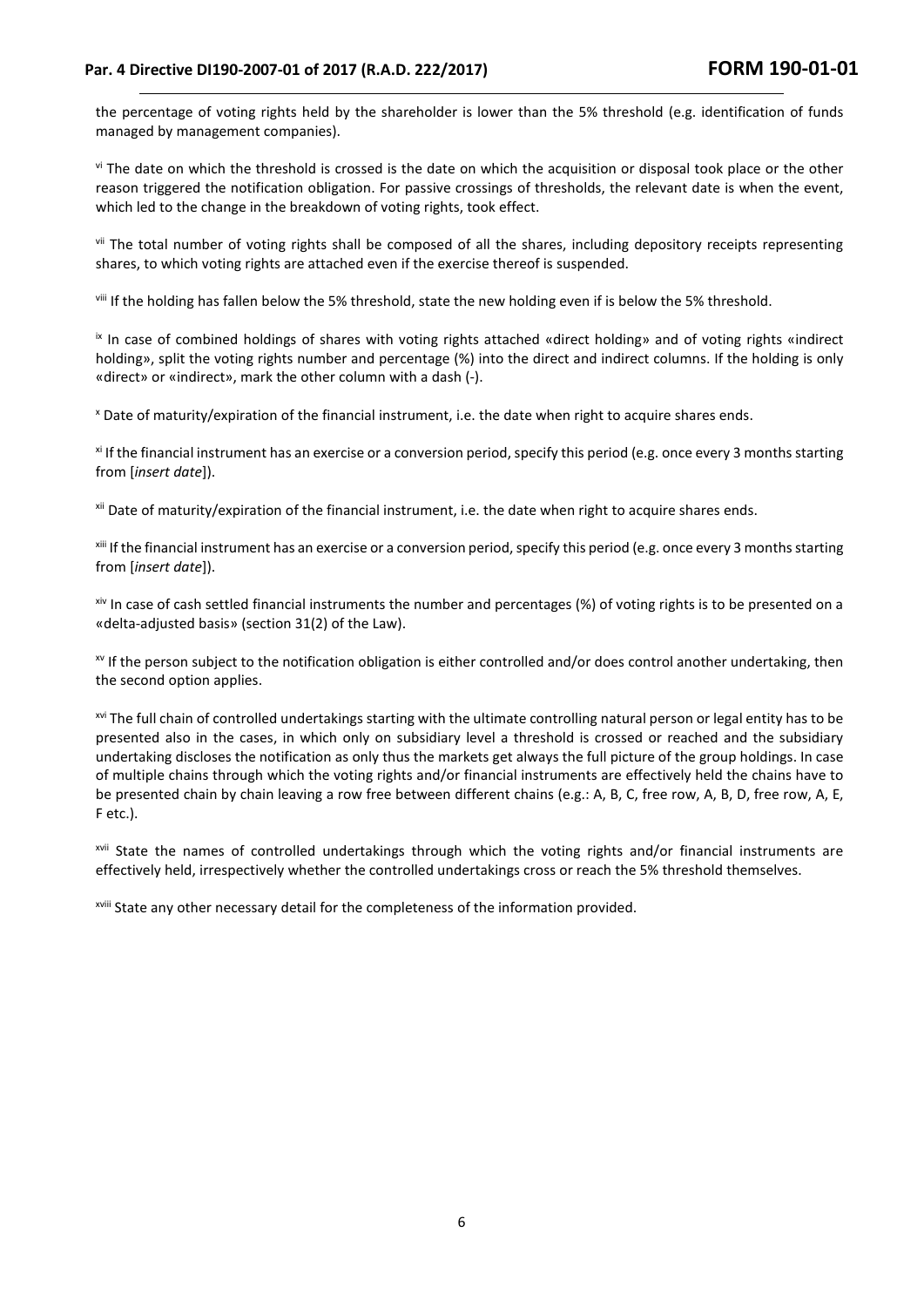the percentage of voting rights held by the shareholder is lower than the 5% threshold (e.g. identification of funds managed by management companies).

[vi] The date on which the threshold is crossed is the date on which the acquisition or disposal took place or the other reason triggered the notification obligation. For passive crossings of thresholds, the relevant date is when the event, which led to the change in the breakdown of voting rights, took effect.

[vii] The total number of voting rights shall be composed of all the shares, including depository receipts representing shares, to which voting rights are attached even if the exercise thereof is suspended.

[viii] If the holding has fallen below the 5% threshold, state the new holding even if is below the 5% threshold.

[ix] In case of combined holdings of shares with voting rights attached «direct holding» and of voting rights «indirect holding», split the voting rights number and percentage (%) into the direct and indirect columns. If the holding is only «direct» or «indirect», mark the other column with a dash (-).

[x] Date of maturity/expiration of the financial instrument, i.e. the date when right to acquire shares ends.

[xi] If the financial instrument has an exercise or a conversion period, specify this period (e.g. once every 3 months starting from [*insert date*]).

[xii] Date of maturity/expiration of the financial instrument, i.e. the date when right to acquire shares ends.

[xiii] If the financial instrument has an exercise or a conversion period, specify this period (e.g. once every 3 months starting from [*insert date*]).

[xiv] In case of cash settled financial instruments the number and percentages (%) of voting rights is to be presented on a «delta-adjusted basis» (section 31(2) of the Law).

[xv] If the person subject to the notification obligation is either controlled and/or does control another undertaking, then the second option applies.

[xvi] The full chain of controlled undertakings starting with the ultimate controlling natural person or legal entity has to be presented also in the cases, in which only on subsidiary level a threshold is crossed or reached and the subsidiary undertaking discloses the notification as only thus the markets get always the full picture of the group holdings. In case of multiple chains through which the voting rights and/or financial instruments are effectively held the chains have to be presented chain by chain leaving a row free between different chains (e.g.: A, B, C, free row, A, B, D, free row, A, E, F etc.).

[xvii] State the names of controlled undertakings through which the voting rights and/or financial instruments are effectively held, irrespectively whether the controlled undertakings cross or reach the 5% threshold themselves.

[xviii] State any other necessary detail for the completeness of the information provided.